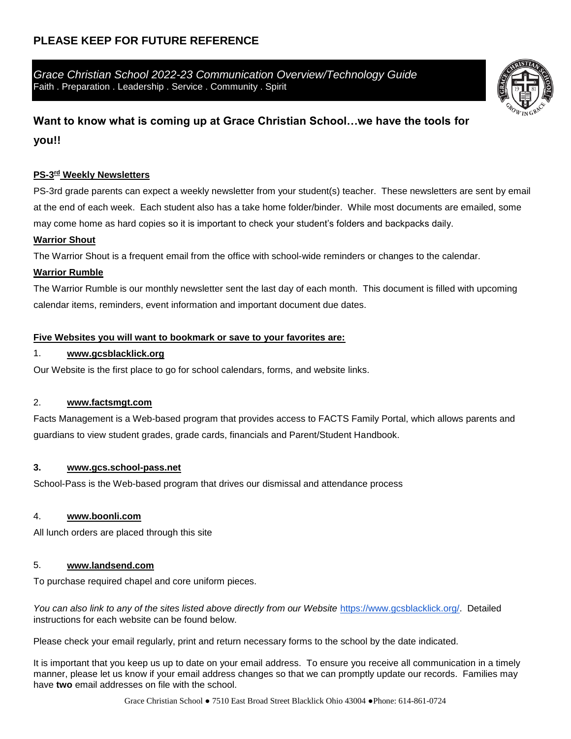# PLEASE KEEP FOR FUTURE REFERENCE

*Grace Christian School 2022-23 Communication Overview/Technology Guide*
Faith . Preparation . Leadership . Service . Community . Spirit

## Want to know what is coming up at Grace Christian School…we have the tools for you!!

**PS-3rd Weekly Newsletters**

PS-3rd grade parents can expect a weekly newsletter from your student(s) teacher. These newsletters are sent by email at the end of each week. Each student also has a take home folder/binder. While most documents are emailed, some may come home as hard copies so it is important to check your student's folders and backpacks daily.

**Warrior Shout**

The Warrior Shout is a frequent email from the office with school-wide reminders or changes to the calendar.

**Warrior Rumble**

The Warrior Rumble is our monthly newsletter sent the last day of each month. This document is filled with upcoming calendar items, reminders, event information and important document due dates.

**Five Websites you will want to bookmark or save to your favorites are:**

1. **www.gcsblacklick.org**

Our Website is the first place to go for school calendars, forms, and website links.

2. **www.factsmgt.com**

Facts Management is a Web-based program that provides access to FACTS Family Portal, which allows parents and guardians to view student grades, grade cards, financials and Parent/Student Handbook.

3. **www.gcs.school-pass.net**

School-Pass is the Web-based program that drives our dismissal and attendance process

4. **www.boonli.com**

All lunch orders are placed through this site

5. **www.landsend.com**

To purchase required chapel and core uniform pieces.

*You can also link to any of the sites listed above directly from our Website* https://www.gcsblacklick.org/. Detailed instructions for each website can be found below.

Please check your email regularly, print and return necessary forms to the school by the date indicated.

It is important that you keep us up to date on your email address. To ensure you receive all communication in a timely manner, please let us know if your email address changes so that we can promptly update our records. Families may have **two** email addresses on file with the school.

Grace Christian School ● 7510 East Broad Street Blacklick Ohio 43004 ●Phone: 614-861-0724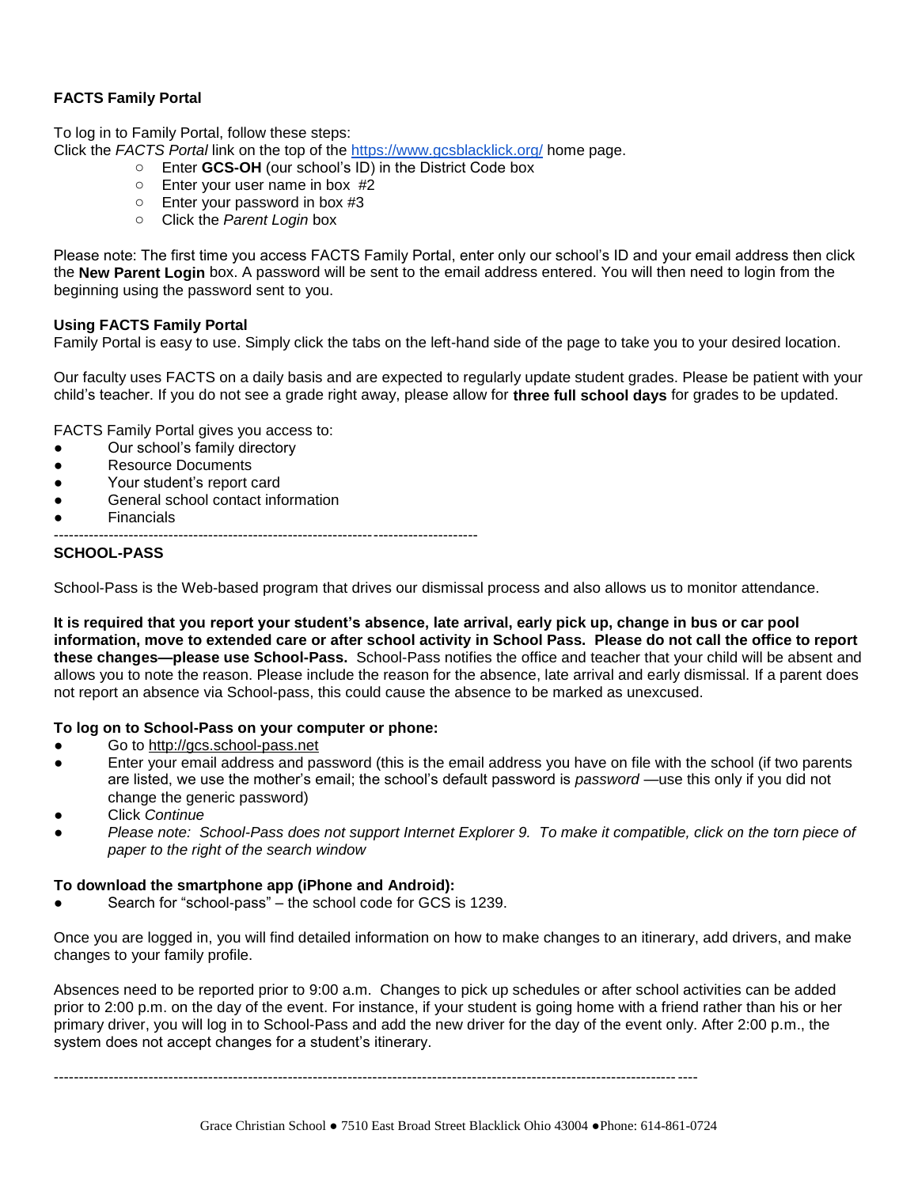**FACTS Family Portal**

To log in to Family Portal, follow these steps:
Click the *FACTS Portal* link on the top of the https://www.gcsblacklick.org/ home page.

- Enter **GCS-OH** (our school's ID) in the District Code box
- Enter your user name in box #2
- Enter your password in box #3
- Click the *Parent Login* box

Please note: The first time you access FACTS Family Portal, enter only our school's ID and your email address then click the **New Parent Login** box. A password will be sent to the email address entered. You will then need to login from the beginning using the password sent to you.

**Using FACTS Family Portal**
Family Portal is easy to use. Simply click the tabs on the left-hand side of the page to take you to your desired location.

Our faculty uses FACTS on a daily basis and are expected to regularly update student grades. Please be patient with your child's teacher. If you do not see a grade right away, please allow for **three full school days** for grades to be updated.

FACTS Family Portal gives you access to:

- Our school's family directory
- Resource Documents
- Your student's report card
- General school contact information
- Financials

---

**SCHOOL-PASS**

School-Pass is the Web-based program that drives our dismissal process and also allows us to monitor attendance.

**It is required that you report your student's absence, late arrival, early pick up, change in bus or car pool information, move to extended care or after school activity in School Pass. Please do not call the office to report these changes—please use School-Pass.** School-Pass notifies the office and teacher that your child will be absent and allows you to note the reason. Please include the reason for the absence, late arrival and early dismissal. If a parent does not report an absence via School-pass, this could cause the absence to be marked as unexcused.

**To log on to School-Pass on your computer or phone:**

- Go to http://gcs.school-pass.net
- Enter your email address and password (this is the email address you have on file with the school (if two parents are listed, we use the mother's email; the school's default password is *password* —use this only if you did not change the generic password)
- Click *Continue*
- *Please note: School-Pass does not support Internet Explorer 9. To make it compatible, click on the torn piece of paper to the right of the search window*

**To download the smartphone app (iPhone and Android):**

- Search for "school-pass" – the school code for GCS is 1239.

Once you are logged in, you will find detailed information on how to make changes to an itinerary, add drivers, and make changes to your family profile.

Absences need to be reported prior to 9:00 a.m. Changes to pick up schedules or after school activities can be added prior to 2:00 p.m. on the day of the event. For instance, if your student is going home with a friend rather than his or her primary driver, you will log in to School-Pass and add the new driver for the day of the event only. After 2:00 p.m., the system does not accept changes for a student's itinerary.

---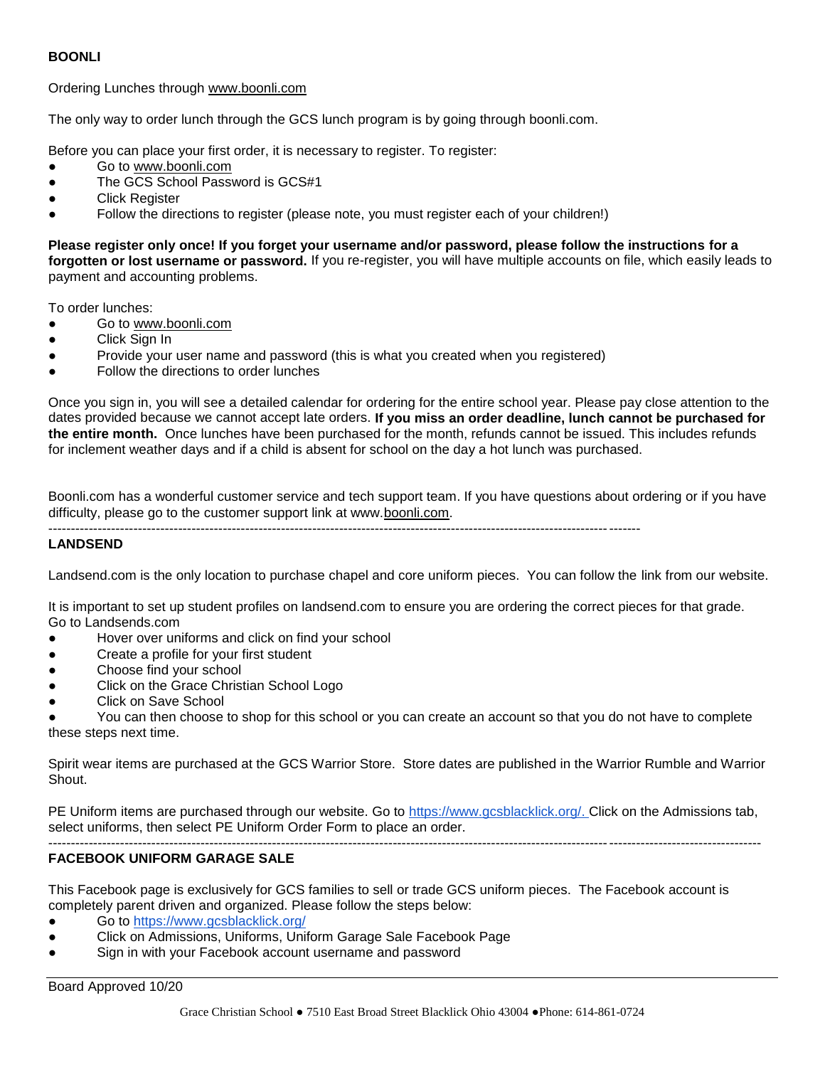**BOONLI**

Ordering Lunches through www.boonli.com

The only way to order lunch through the GCS lunch program is by going through boonli.com.

Before you can place your first order, it is necessary to register. To register:

- Go to www.boonli.com
- The GCS School Password is GCS#1
- Click Register
- Follow the directions to register (please note, you must register each of your children!)

**Please register only once! If you forget your username and/or password, please follow the instructions for a forgotten or lost username or password.** If you re-register, you will have multiple accounts on file, which easily leads to payment and accounting problems.

To order lunches:

- Go to www.boonli.com
- Click Sign In
- Provide your user name and password (this is what you created when you registered)
- Follow the directions to order lunches

Once you sign in, you will see a detailed calendar for ordering for the entire school year. Please pay close attention to the dates provided because we cannot accept late orders. **If you miss an order deadline, lunch cannot be purchased for the entire month.** Once lunches have been purchased for the month, refunds cannot be issued. This includes refunds for inclement weather days and if a child is absent for school on the day a hot lunch was purchased.

Boonli.com has a wonderful customer service and tech support team. If you have questions about ordering or if you have difficulty, please go to the customer support link at www.boonli.com.

---

**LANDSEND**

Landsend.com is the only location to purchase chapel and core uniform pieces. You can follow the link from our website.

It is important to set up student profiles on landsend.com to ensure you are ordering the correct pieces for that grade. Go to Landsends.com

- Hover over uniforms and click on find your school
- Create a profile for your first student
- Choose find your school
- Click on the Grace Christian School Logo
- Click on Save School
- You can then choose to shop for this school or you can create an account so that you do not have to complete these steps next time.

Spirit wear items are purchased at the GCS Warrior Store. Store dates are published in the Warrior Rumble and Warrior Shout.

PE Uniform items are purchased through our website. Go to https://www.gcsblacklick.org/. Click on the Admissions tab, select uniforms, then select PE Uniform Order Form to place an order.

---

**FACEBOOK UNIFORM GARAGE SALE**

This Facebook page is exclusively for GCS families to sell or trade GCS uniform pieces. The Facebook account is completely parent driven and organized. Please follow the steps below:

- Go to https://www.gcsblacklick.org/
- Click on Admissions, Uniforms, Uniform Garage Sale Facebook Page
- Sign in with your Facebook account username and password

Board Approved 10/20

Grace Christian School ● 7510 East Broad Street Blacklick Ohio 43004 ●Phone: 614-861-0724